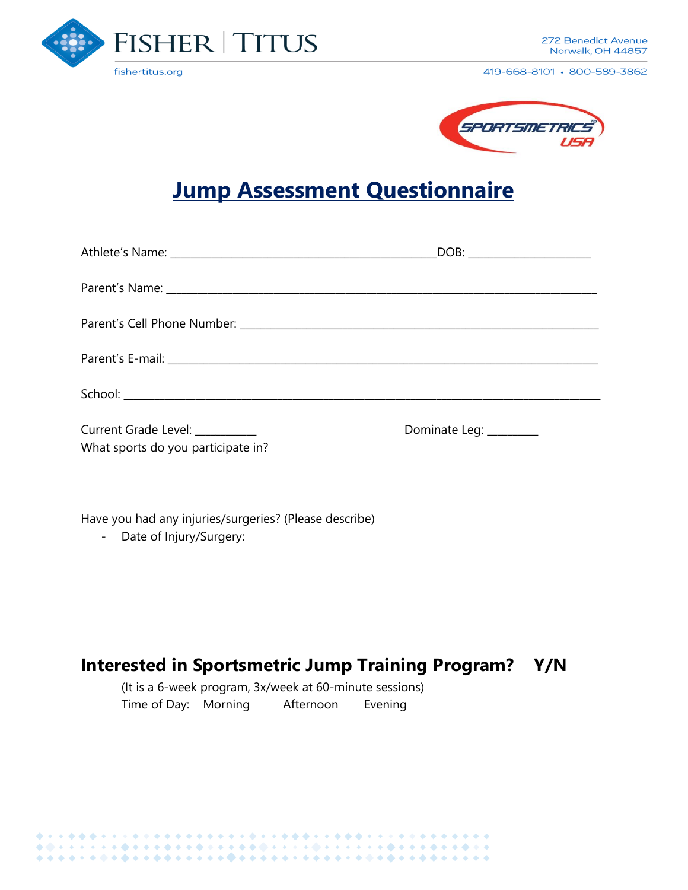FISHER | TITUS

fishertitus.org

272 Benedict Avenue
Norwalk, OH 44857

419-668-8101 • 800-589-3862

SPORTSMETRICS™ USA

# Jump Assessment Questionnaire

Athlete's Name: _______________________________________________DOB: ______________________

Parent's Name: ________________________________________________________________________________

Parent's Cell Phone Number: _________________________________________________________________

Parent's E-mail: _______________________________________________________________________________

School: ______________________________________________________________________________________

Current Grade Level: ___________ Dominate Leg: _________

What sports do you participate in?

Have you had any injuries/surgeries? (Please describe)

- Date of Injury/Surgery:

## Interested in Sportsmetric Jump Training Program? Y/N

(It is a 6-week program, 3x/week at 60-minute sessions)

Time of Day: Morning Afternoon Evening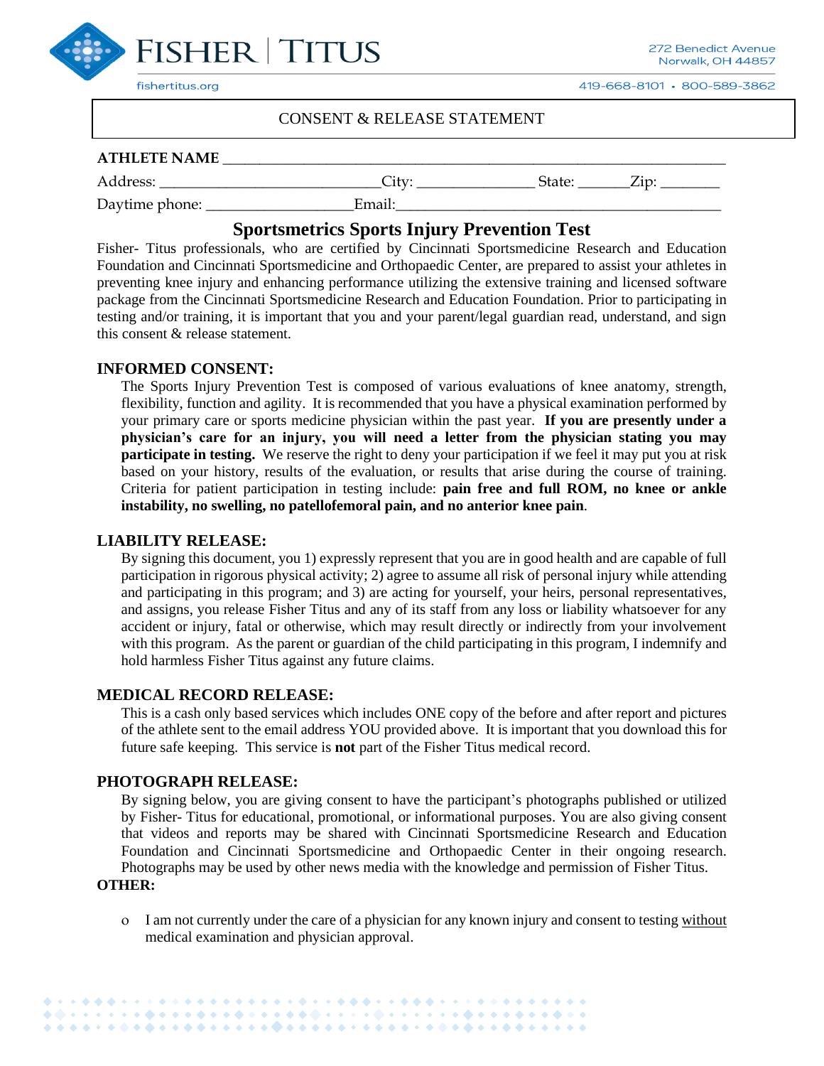CONSENT & RELEASE STATEMENT

**ATHLETE NAME** ________________________________________________________________

Address: ____________________________City: _______________ State: ______Zip: ________

Daytime phone: ___________________Email:___________________________________________

## Sportsmetrics Sports Injury Prevention Test

Fisher- Titus professionals, who are certified by Cincinnati Sportsmedicine Research and Education Foundation and Cincinnati Sportsmedicine and Orthopaedic Center, are prepared to assist your athletes in preventing knee injury and enhancing performance utilizing the extensive training and licensed software package from the Cincinnati Sportsmedicine Research and Education Foundation. Prior to participating in testing and/or training, it is important that you and your parent/legal guardian read, understand, and sign this consent & release statement.

### INFORMED CONSENT:

The Sports Injury Prevention Test is composed of various evaluations of knee anatomy, strength, flexibility, function and agility. It is recommended that you have a physical examination performed by your primary care or sports medicine physician within the past year. **If you are presently under a physician's care for an injury, you will need a letter from the physician stating you may participate in testing.** We reserve the right to deny your participation if we feel it may put you at risk based on your history, results of the evaluation, or results that arise during the course of training. Criteria for patient participation in testing include: **pain free and full ROM, no knee or ankle instability, no swelling, no patellofemoral pain, and no anterior knee pain**.

### LIABILITY RELEASE:

By signing this document, you 1) expressly represent that you are in good health and are capable of full participation in rigorous physical activity; 2) agree to assume all risk of personal injury while attending and participating in this program; and 3) are acting for yourself, your heirs, personal representatives, and assigns, you release Fisher Titus and any of its staff from any loss or liability whatsoever for any accident or injury, fatal or otherwise, which may result directly or indirectly from your involvement with this program. As the parent or guardian of the child participating in this program, I indemnify and hold harmless Fisher Titus against any future claims.

### MEDICAL RECORD RELEASE:

This is a cash only based services which includes ONE copy of the before and after report and pictures of the athlete sent to the email address YOU provided above. It is important that you download this for future safe keeping. This service is **not** part of the Fisher Titus medical record.

### PHOTOGRAPH RELEASE:

By signing below, you are giving consent to have the participant's photographs published or utilized by Fisher- Titus for educational, promotional, or informational purposes. You are also giving consent that videos and reports may be shared with Cincinnati Sportsmedicine Research and Education Foundation and Cincinnati Sportsmedicine and Orthopaedic Center in their ongoing research. Photographs may be used by other news media with the knowledge and permission of Fisher Titus.

### OTHER:

- I am not currently under the care of a physician for any known injury and consent to testing without medical examination and physician approval.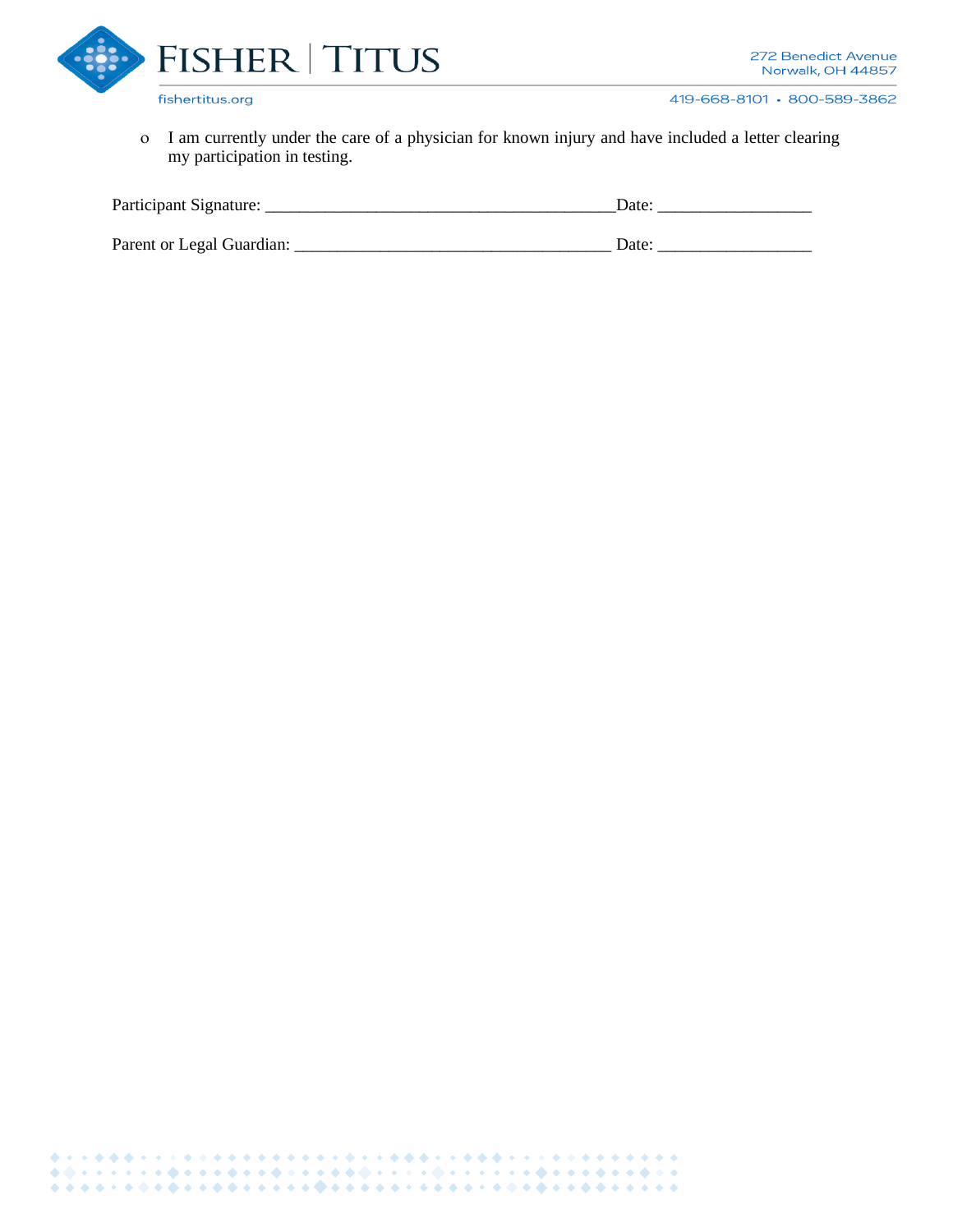- I am currently under the care of a physician for known injury and have included a letter clearing my participation in testing.

Participant Signature: ________________________________________Date: _________________

Parent or Legal Guardian: ____________________________________ Date: _________________